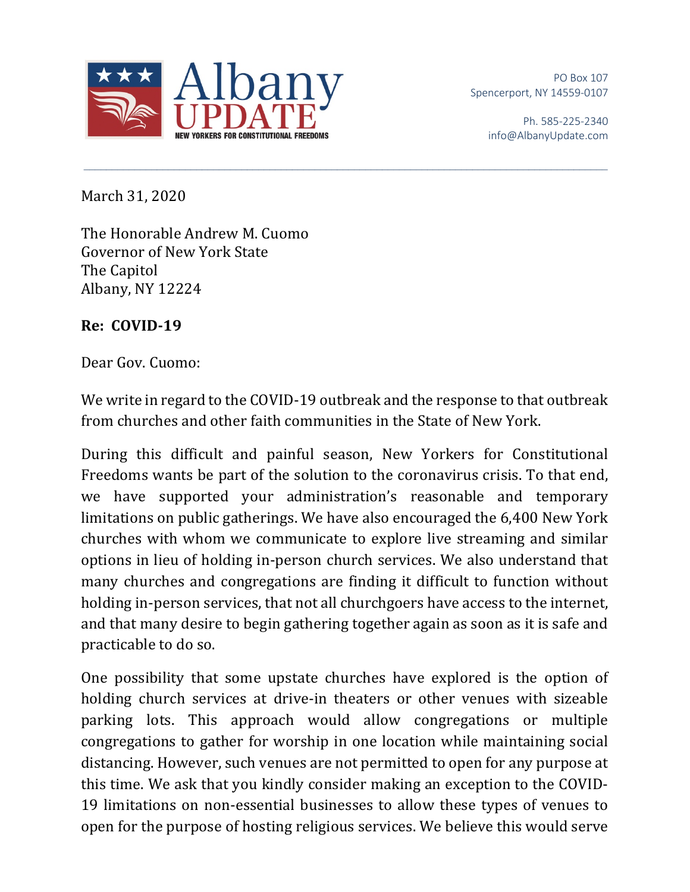**Albany UPDATE**
NEW YORKERS FOR CONSTITUTIONAL FREEDOMS

PO Box 107
Spencerport, NY 14559-0107

Ph. 585-225-2340
info@AlbanyUpdate.com

---

March 31, 2020

The Honorable Andrew M. Cuomo
Governor of New York State
The Capitol
Albany, NY 12224

**Re: COVID-19**

Dear Gov. Cuomo:

We write in regard to the COVID-19 outbreak and the response to that outbreak from churches and other faith communities in the State of New York.

During this difficult and painful season, New Yorkers for Constitutional Freedoms wants be part of the solution to the coronavirus crisis. To that end, we have supported your administration's reasonable and temporary limitations on public gatherings. We have also encouraged the 6,400 New York churches with whom we communicate to explore live streaming and similar options in lieu of holding in-person church services. We also understand that many churches and congregations are finding it difficult to function without holding in-person services, that not all churchgoers have access to the internet, and that many desire to begin gathering together again as soon as it is safe and practicable to do so.

One possibility that some upstate churches have explored is the option of holding church services at drive-in theaters or other venues with sizeable parking lots. This approach would allow congregations or multiple congregations to gather for worship in one location while maintaining social distancing. However, such venues are not permitted to open for any purpose at this time. We ask that you kindly consider making an exception to the COVID-19 limitations on non-essential businesses to allow these types of venues to open for the purpose of hosting religious services. We believe this would serve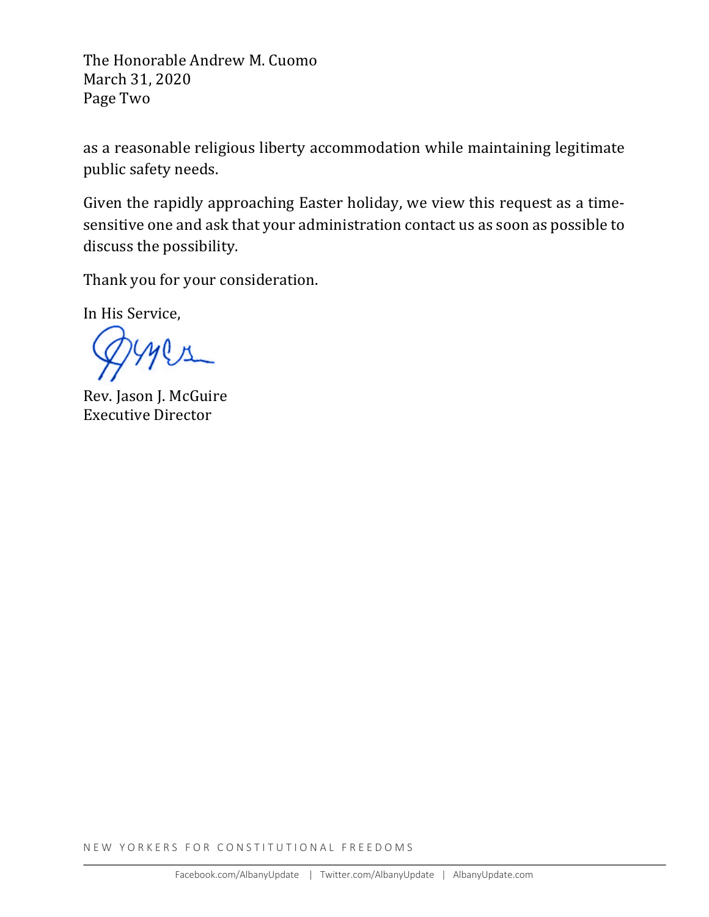The Honorable Andrew M. Cuomo
March 31, 2020
Page Two

as a reasonable religious liberty accommodation while maintaining legitimate public safety needs.

Given the rapidly approaching Easter holiday, we view this request as a time-sensitive one and ask that your administration contact us as soon as possible to discuss the possibility.

Thank you for your consideration.

In His Service,

Rev. Jason J. McGuire
Executive Director

NEW YORKERS FOR CONSTITUTIONAL FREEDOMS

Facebook.com/AlbanyUpdate | Twitter.com/AlbanyUpdate | AlbanyUpdate.com